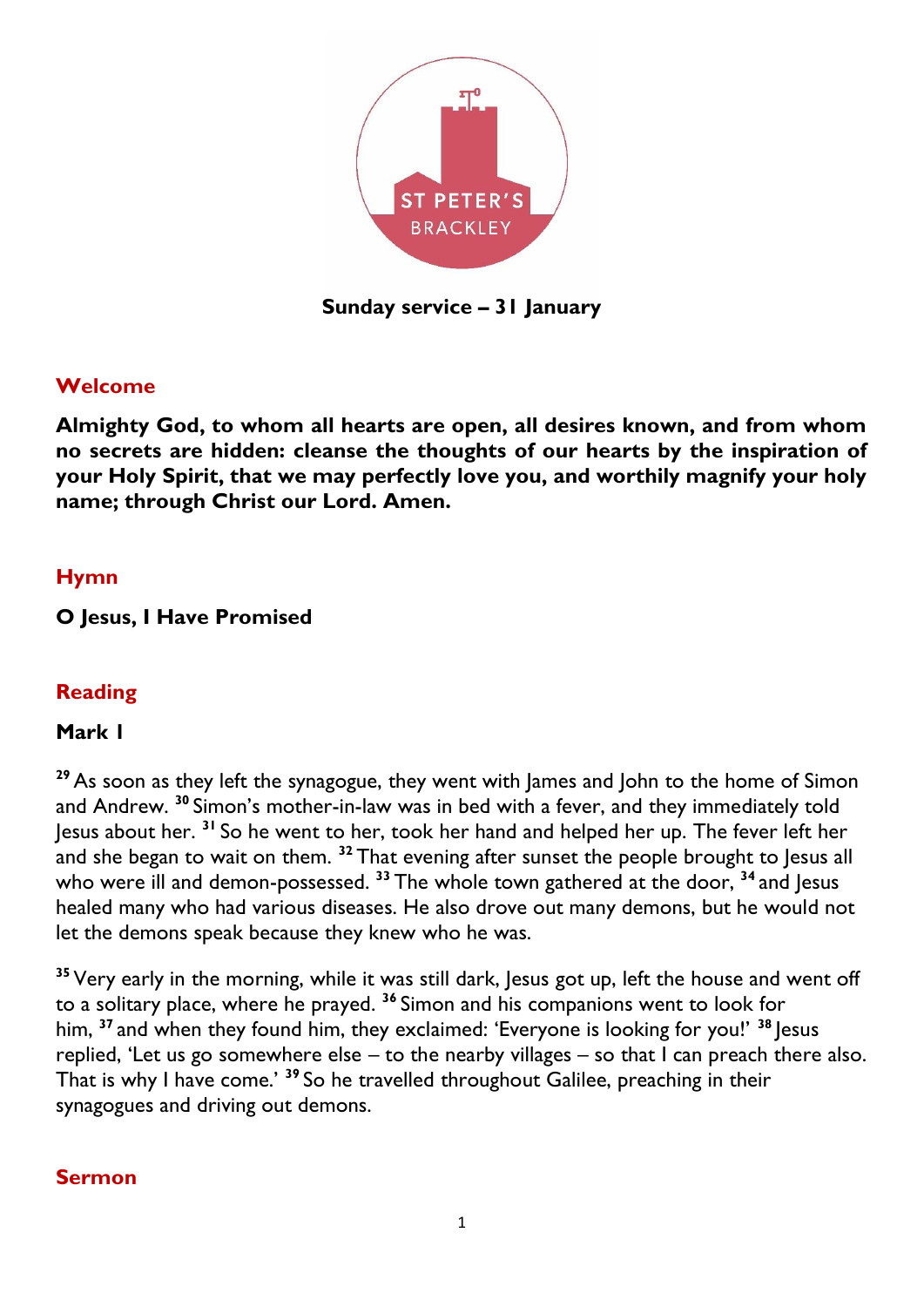ST PETER'S

BRACKLEY

**Sunday service – 31 January**

## Welcome

**Almighty God, to whom all hearts are open, all desires known, and from whom no secrets are hidden: cleanse the thoughts of our hearts by the inspiration of your Holy Spirit, that we may perfectly love you, and worthily magnify your holy name; through Christ our Lord. Amen.**

## Hymn

**O Jesus, I Have Promised**

## Reading

**Mark 1**

[29] As soon as they left the synagogue, they went with James and John to the home of Simon and Andrew. [30] Simon's mother-in-law was in bed with a fever, and they immediately told Jesus about her. [31] So he went to her, took her hand and helped her up. The fever left her and she began to wait on them. [32] That evening after sunset the people brought to Jesus all who were ill and demon-possessed. [33] The whole town gathered at the door, [34] and Jesus healed many who had various diseases. He also drove out many demons, but he would not let the demons speak because they knew who he was.

[35] Very early in the morning, while it was still dark, Jesus got up, left the house and went off to a solitary place, where he prayed. [36] Simon and his companions went to look for him, [37] and when they found him, they exclaimed: 'Everyone is looking for you!' [38] Jesus replied, 'Let us go somewhere else – to the nearby villages – so that I can preach there also. That is why I have come.' [39] So he travelled throughout Galilee, preaching in their synagogues and driving out demons.

## Sermon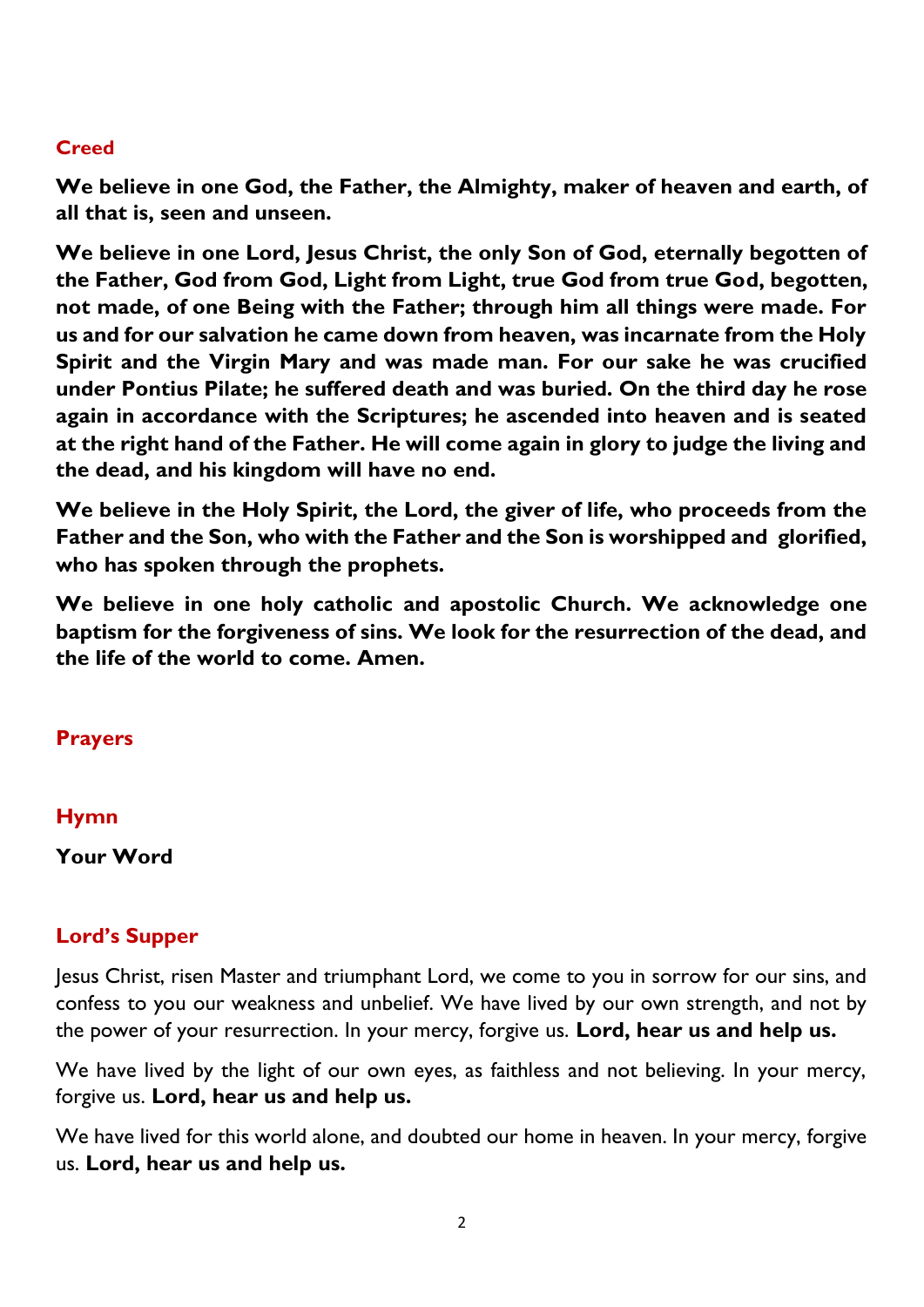## Creed

**We believe in one God, the Father, the Almighty, maker of heaven and earth, of all that is, seen and unseen.**

**We believe in one Lord, Jesus Christ, the only Son of God, eternally begotten of the Father, God from God, Light from Light, true God from true God, begotten, not made, of one Being with the Father; through him all things were made. For us and for our salvation he came down from heaven, was incarnate from the Holy Spirit and the Virgin Mary and was made man. For our sake he was crucified under Pontius Pilate; he suffered death and was buried. On the third day he rose again in accordance with the Scriptures; he ascended into heaven and is seated at the right hand of the Father. He will come again in glory to judge the living and the dead, and his kingdom will have no end.**

**We believe in the Holy Spirit, the Lord, the giver of life, who proceeds from the Father and the Son, who with the Father and the Son is worshipped and glorified, who has spoken through the prophets.**

**We believe in one holy catholic and apostolic Church. We acknowledge one baptism for the forgiveness of sins. We look for the resurrection of the dead, and the life of the world to come. Amen.**

## Prayers

## Hymn

**Your Word**

## Lord's Supper

Jesus Christ, risen Master and triumphant Lord, we come to you in sorrow for our sins, and confess to you our weakness and unbelief. We have lived by our own strength, and not by the power of your resurrection. In your mercy, forgive us. **Lord, hear us and help us.**

We have lived by the light of our own eyes, as faithless and not believing. In your mercy, forgive us. **Lord, hear us and help us.**

We have lived for this world alone, and doubted our home in heaven. In your mercy, forgive us. **Lord, hear us and help us.**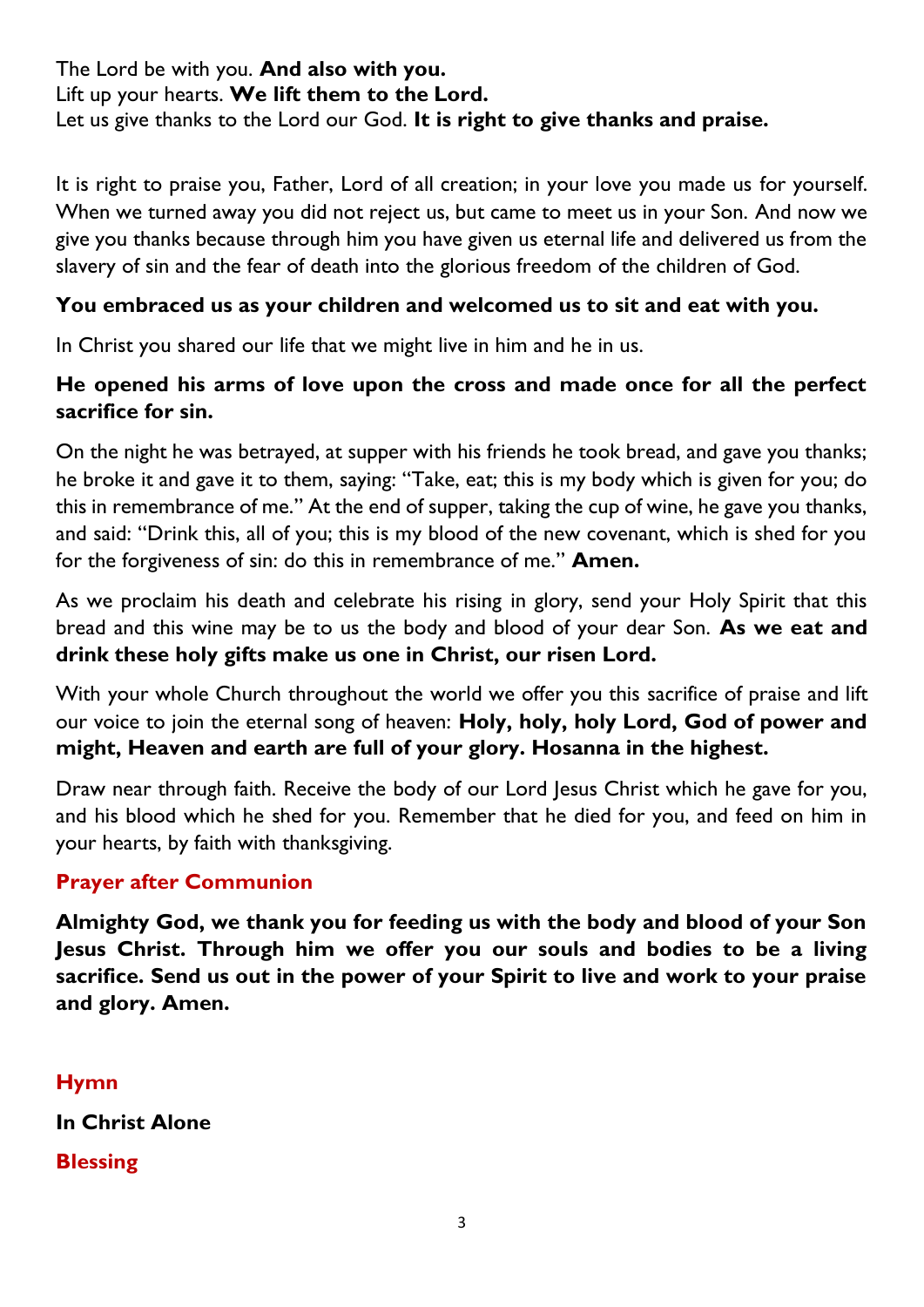The Lord be with you. **And also with you.**
Lift up your hearts. **We lift them to the Lord.**
Let us give thanks to the Lord our God. **It is right to give thanks and praise.**

It is right to praise you, Father, Lord of all creation; in your love you made us for yourself. When we turned away you did not reject us, but came to meet us in your Son. And now we give you thanks because through him you have given us eternal life and delivered us from the slavery of sin and the fear of death into the glorious freedom of the children of God.

**You embraced us as your children and welcomed us to sit and eat with you.**

In Christ you shared our life that we might live in him and he in us.

**He opened his arms of love upon the cross and made once for all the perfect sacrifice for sin.**

On the night he was betrayed, at supper with his friends he took bread, and gave you thanks; he broke it and gave it to them, saying: "Take, eat; this is my body which is given for you; do this in remembrance of me." At the end of supper, taking the cup of wine, he gave you thanks, and said: "Drink this, all of you; this is my blood of the new covenant, which is shed for you for the forgiveness of sin: do this in remembrance of me." **Amen.**

As we proclaim his death and celebrate his rising in glory, send your Holy Spirit that this bread and this wine may be to us the body and blood of your dear Son. **As we eat and drink these holy gifts make us one in Christ, our risen Lord.**

With your whole Church throughout the world we offer you this sacrifice of praise and lift our voice to join the eternal song of heaven: **Holy, holy, holy Lord, God of power and might, Heaven and earth are full of your glory. Hosanna in the highest.**

Draw near through faith. Receive the body of our Lord Jesus Christ which he gave for you, and his blood which he shed for you. Remember that he died for you, and feed on him in your hearts, by faith with thanksgiving.

## Prayer after Communion

**Almighty God, we thank you for feeding us with the body and blood of your Son Jesus Christ. Through him we offer you our souls and bodies to be a living sacrifice. Send us out in the power of your Spirit to live and work to your praise and glory. Amen.**

## Hymn

**In Christ Alone**

## Blessing